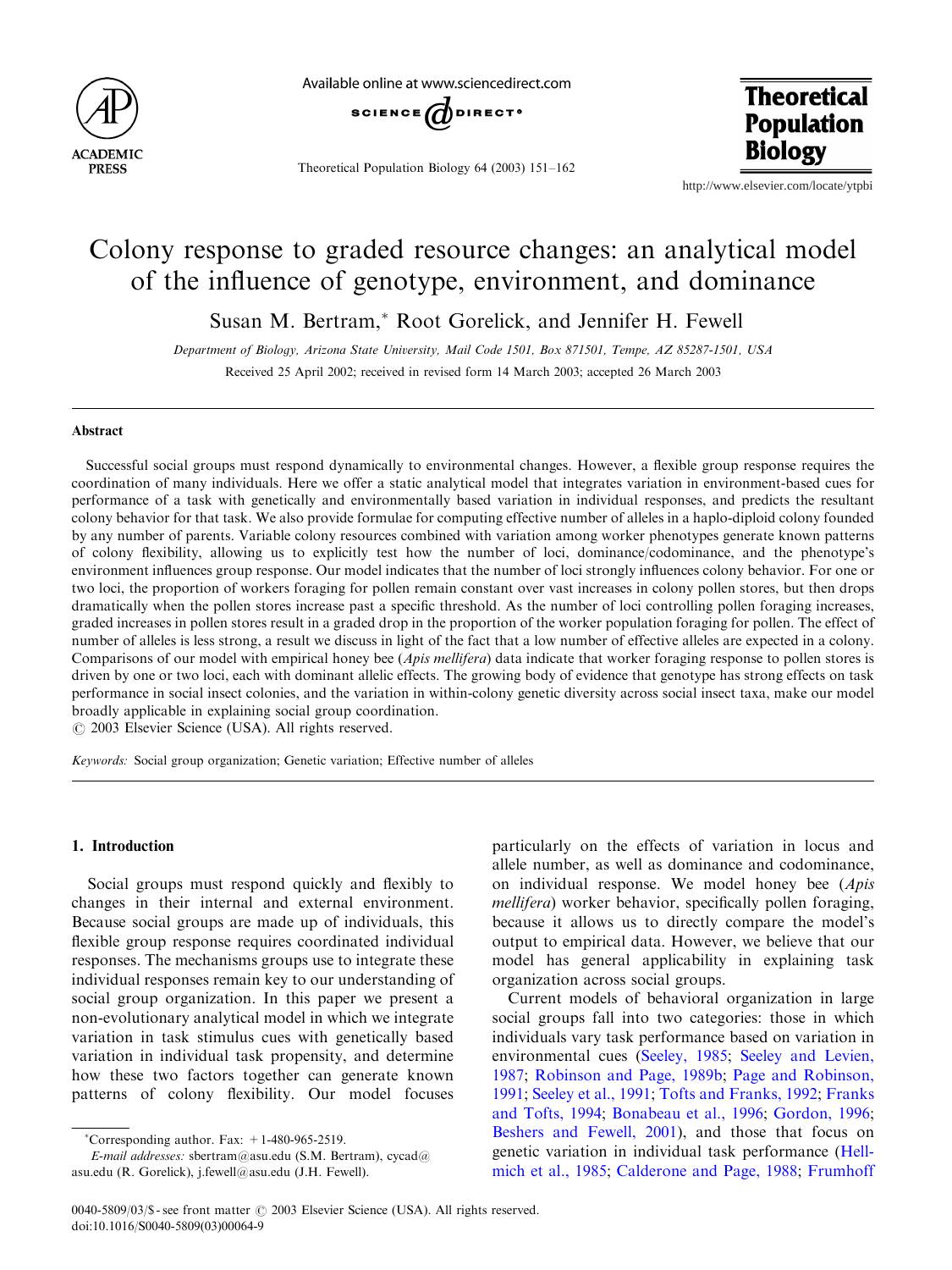# Colony response to graded resource changes: an analytical model of the influence of genotype, environment, and dominance

Susan M. Bertram,* Root Gorelick, and Jennifer H. Fewell

*Department of Biology, Arizona State University, Mail Code 1501, Box 871501, Tempe, AZ 85287-1501, USA*

Received 25 April 2002; received in revised form 14 March 2003; accepted 26 March 2003

## Abstract

Successful social groups must respond dynamically to environmental changes. However, a flexible group response requires the coordination of many individuals. Here we offer a static analytical model that integrates variation in environment-based cues for performance of a task with genetically and environmentally based variation in individual responses, and predicts the resultant colony behavior for that task. We also provide formulae for computing effective number of alleles in a haplo-diploid colony founded by any number of parents. Variable colony resources combined with variation among worker phenotypes generate known patterns of colony flexibility, allowing us to explicitly test how the number of loci, dominance/codominance, and the phenotype's environment influences group response. Our model indicates that the number of loci strongly influences colony behavior. For one or two loci, the proportion of workers foraging for pollen remain constant over vast increases in colony pollen stores, but then drops dramatically when the pollen stores increase past a specific threshold. As the number of loci controlling pollen foraging increases, graded increases in pollen stores result in a graded drop in the proportion of the worker population foraging for pollen. The effect of number of alleles is less strong, a result we discuss in light of the fact that a low number of effective alleles are expected in a colony. Comparisons of our model with empirical honey bee (*Apis mellifera*) data indicate that worker foraging response to pollen stores is driven by one or two loci, each with dominant allelic effects. The growing body of evidence that genotype has strong effects on task performance in social insect colonies, and the variation in within-colony genetic diversity across social insect taxa, make our model broadly applicable in explaining social group coordination.

© 2003 Elsevier Science (USA). All rights reserved.

*Keywords:* Social group organization; Genetic variation; Effective number of alleles

## 1. Introduction

Social groups must respond quickly and flexibly to changes in their internal and external environment. Because social groups are made up of individuals, this flexible group response requires coordinated individual responses. The mechanisms groups use to integrate these individual responses remain key to our understanding of social group organization. In this paper we present a non-evolutionary analytical model in which we integrate variation in task stimulus cues with genetically based variation in individual task propensity, and determine how these two factors together can generate known patterns of colony flexibility. Our model focuses particularly on the effects of variation in locus and allele number, as well as dominance and codominance, on individual response. We model honey bee (*Apis mellifera*) worker behavior, specifically pollen foraging, because it allows us to directly compare the model's output to empirical data. However, we believe that our model has general applicability in explaining task organization across social groups.

Current models of behavioral organization in large social groups fall into two categories: those in which individuals vary task performance based on variation in environmental cues (Seeley, 1985; Seeley and Levien, 1987; Robinson and Page, 1989b; Page and Robinson, 1991; Seeley et al., 1991; Tofts and Franks, 1992; Franks and Tofts, 1994; Bonabeau et al., 1996; Gordon, 1996; Beshers and Fewell, 2001), and those that focus on genetic variation in individual task performance (Hellmich et al., 1985; Calderone and Page, 1988; Frumhoff

*Corresponding author. Fax: +1-480-965-2519.
*E-mail addresses:* sbertram@asu.edu (S.M. Bertram), cycad@asu.edu (R. Gorelick), j.fewell@asu.edu (J.H. Fewell).

0040-5809/03/$ - see front matter © 2003 Elsevier Science (USA). All rights reserved.
doi:10.1016/S0040-5809(03)00064-9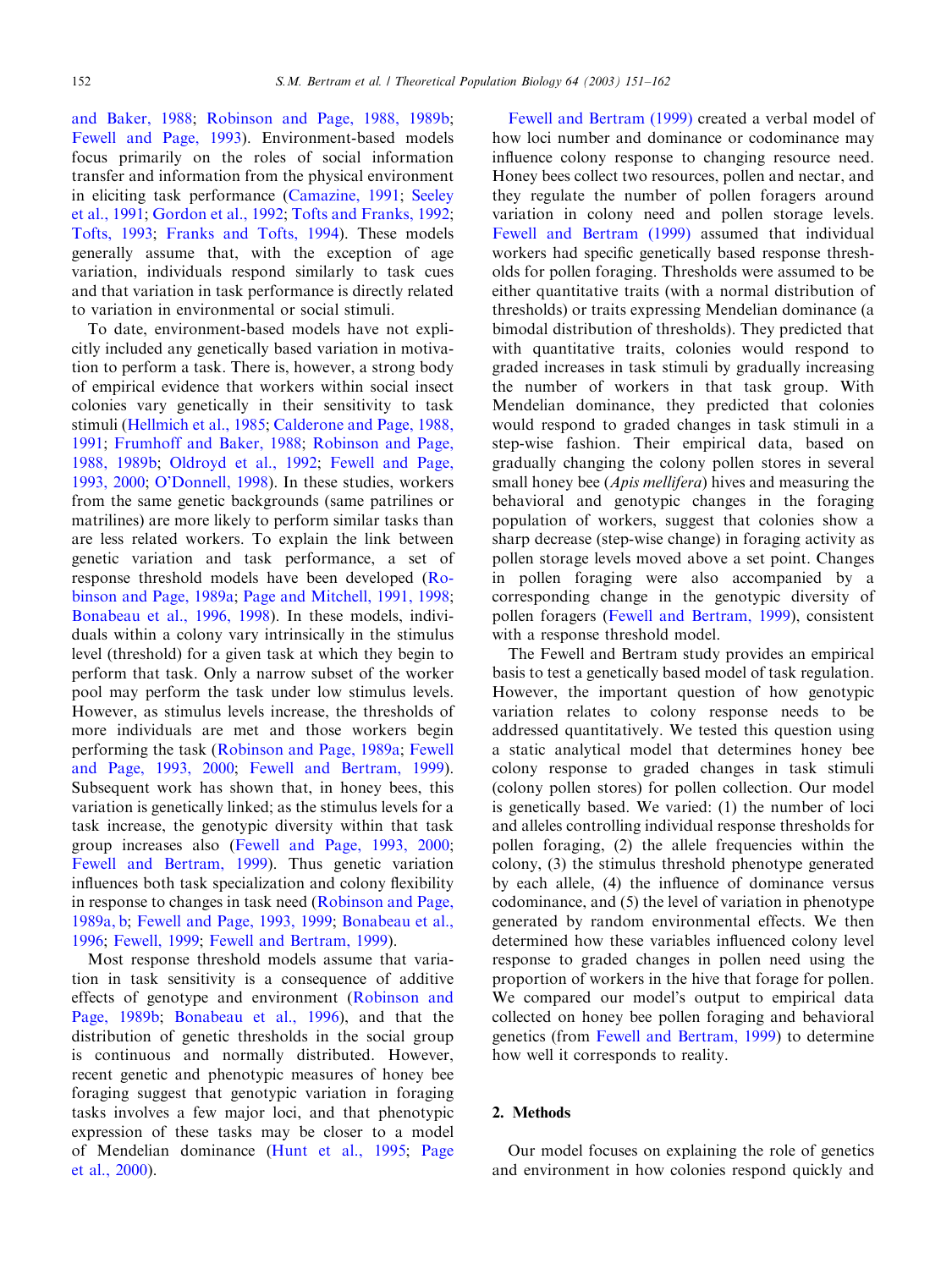and Baker, 1988; Robinson and Page, 1988, 1989b; Fewell and Page, 1993). Environment-based models focus primarily on the roles of social information transfer and information from the physical environment in eliciting task performance (Camazine, 1991; Seeley et al., 1991; Gordon et al., 1992; Tofts and Franks, 1992; Tofts, 1993; Franks and Tofts, 1994). These models generally assume that, with the exception of age variation, individuals respond similarly to task cues and that variation in task performance is directly related to variation in environmental or social stimuli.

To date, environment-based models have not explicitly included any genetically based variation in motivation to perform a task. There is, however, a strong body of empirical evidence that workers within social insect colonies vary genetically in their sensitivity to task stimuli (Hellmich et al., 1985; Calderone and Page, 1988, 1991; Frumhoff and Baker, 1988; Robinson and Page, 1988, 1989b; Oldroyd et al., 1992; Fewell and Page, 1993, 2000; O'Donnell, 1998). In these studies, workers from the same genetic backgrounds (same patrilines or matrilines) are more likely to perform similar tasks than are less related workers. To explain the link between genetic variation and task performance, a set of response threshold models have been developed (Robinson and Page, 1989a; Page and Mitchell, 1991, 1998; Bonabeau et al., 1996, 1998). In these models, individuals within a colony vary intrinsically in the stimulus level (threshold) for a given task at which they begin to perform that task. Only a narrow subset of the worker pool may perform the task under low stimulus levels. However, as stimulus levels increase, the thresholds of more individuals are met and those workers begin performing the task (Robinson and Page, 1989a; Fewell and Page, 1993, 2000; Fewell and Bertram, 1999). Subsequent work has shown that, in honey bees, this variation is genetically linked; as the stimulus levels for a task increase, the genotypic diversity within that task group increases also (Fewell and Page, 1993, 2000; Fewell and Bertram, 1999). Thus genetic variation influences both task specialization and colony flexibility in response to changes in task need (Robinson and Page, 1989a, b; Fewell and Page, 1993, 1999; Bonabeau et al., 1996; Fewell, 1999; Fewell and Bertram, 1999).

Most response threshold models assume that variation in task sensitivity is a consequence of additive effects of genotype and environment (Robinson and Page, 1989b; Bonabeau et al., 1996), and that the distribution of genetic thresholds in the social group is continuous and normally distributed. However, recent genetic and phenotypic measures of honey bee foraging suggest that genotypic variation in foraging tasks involves a few major loci, and that phenotypic expression of these tasks may be closer to a model of Mendelian dominance (Hunt et al., 1995; Page et al., 2000).

Fewell and Bertram (1999) created a verbal model of how loci number and dominance or codominance may influence colony response to changing resource need. Honey bees collect two resources, pollen and nectar, and they regulate the number of pollen foragers around variation in colony need and pollen storage levels. Fewell and Bertram (1999) assumed that individual workers had specific genetically based response thresholds for pollen foraging. Thresholds were assumed to be either quantitative traits (with a normal distribution of thresholds) or traits expressing Mendelian dominance (a bimodal distribution of thresholds). They predicted that with quantitative traits, colonies would respond to graded increases in task stimuli by gradually increasing the number of workers in that task group. With Mendelian dominance, they predicted that colonies would respond to graded changes in task stimuli in a step-wise fashion. Their empirical data, based on gradually changing the colony pollen stores in several small honey bee (*Apis mellifera*) hives and measuring the behavioral and genotypic changes in the foraging population of workers, suggest that colonies show a sharp decrease (step-wise change) in foraging activity as pollen storage levels moved above a set point. Changes in pollen foraging were also accompanied by a corresponding change in the genotypic diversity of pollen foragers (Fewell and Bertram, 1999), consistent with a response threshold model.

The Fewell and Bertram study provides an empirical basis to test a genetically based model of task regulation. However, the important question of how genotypic variation relates to colony response needs to be addressed quantitatively. We tested this question using a static analytical model that determines honey bee colony response to graded changes in task stimuli (colony pollen stores) for pollen collection. Our model is genetically based. We varied: (1) the number of loci and alleles controlling individual response thresholds for pollen foraging, (2) the allele frequencies within the colony, (3) the stimulus threshold phenotype generated by each allele, (4) the influence of dominance versus codominance, and (5) the level of variation in phenotype generated by random environmental effects. We then determined how these variables influenced colony level response to graded changes in pollen need using the proportion of workers in the hive that forage for pollen. We compared our model's output to empirical data collected on honey bee pollen foraging and behavioral genetics (from Fewell and Bertram, 1999) to determine how well it corresponds to reality.

## 2. Methods

Our model focuses on explaining the role of genetics and environment in how colonies respond quickly and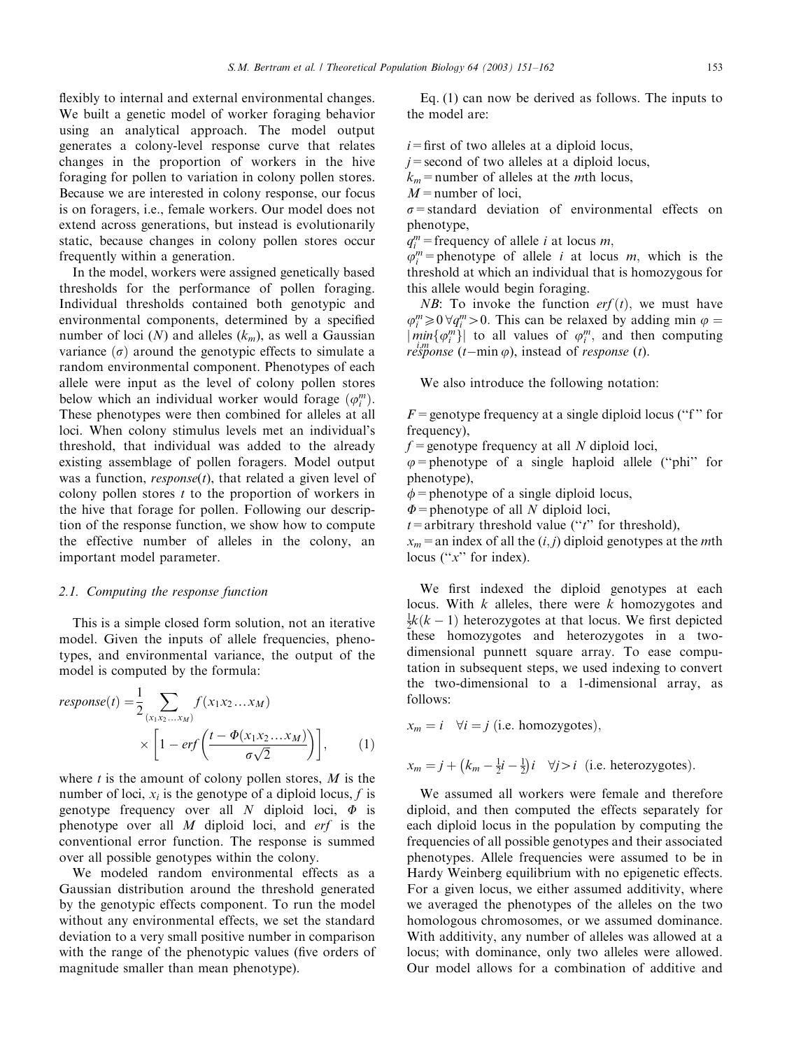flexibly to internal and external environmental changes. We built a genetic model of worker foraging behavior using an analytical approach. The model output generates a colony-level response curve that relates changes in the proportion of workers in the hive foraging for pollen to variation in colony pollen stores. Because we are interested in colony response, our focus is on foragers, i.e., female workers. Our model does not extend across generations, but instead is evolutionarily static, because changes in colony pollen stores occur frequently within a generation.

In the model, workers were assigned genetically based thresholds for the performance of pollen foraging. Individual thresholds contained both genotypic and environmental components, determined by a specified number of loci ($N$) and alleles ($k_m$), as well a Gaussian variance ($\sigma$) around the genotypic effects to simulate a random environmental component. Phenotypes of each allele were input as the level of colony pollen stores below which an individual worker would forage ($\varphi_i^m$). These phenotypes were then combined for alleles at all loci. When colony stimulus levels met an individual's threshold, that individual was added to the already existing assemblage of pollen foragers. Model output was a function, *response*($t$), that related a given level of colony pollen stores $t$ to the proportion of workers in the hive that forage for pollen. Following our description of the response function, we show how to compute the effective number of alleles in the colony, an important model parameter.

### 2.1. Computing the response function

This is a simple closed form solution, not an iterative model. Given the inputs of allele frequencies, phenotypes, and environmental variance, the output of the model is computed by the formula:

$$response(t) = \frac{1}{2} \sum_{(x_1 x_2 \ldots x_M)} f(x_1 x_2 \ldots x_M) \times \left[ 1 - erf\left( \frac{t - \Phi(x_1 x_2 \ldots x_M)}{\sigma\sqrt{2}} \right) \right], \quad (1)$$

where $t$ is the amount of colony pollen stores, $M$ is the number of loci, $x_i$ is the genotype of a diploid locus, $f$ is genotype frequency over all $N$ diploid loci, $\Phi$ is phenotype over all $M$ diploid loci, and *erf* is the conventional error function. The response is summed over all possible genotypes within the colony.

We modeled random environmental effects as a Gaussian distribution around the threshold generated by the genotypic effects component. To run the model without any environmental effects, we set the standard deviation to a very small positive number in comparison with the range of the phenotypic values (five orders of magnitude smaller than mean phenotype).

Eq. (1) can now be derived as follows. The inputs to the model are:

$i$ = first of two alleles at a diploid locus,
$j$ = second of two alleles at a diploid locus,
$k_m$ = number of alleles at the $m$th locus,
$M$ = number of loci,
$\sigma$ = standard deviation of environmental effects on phenotype,
$q_i^m$ = frequency of allele $i$ at locus $m$,
$\varphi_i^m$ = phenotype of allele $i$ at locus $m$, which is the threshold at which an individual that is homozygous for this allele would begin foraging.

*NB*: To invoke the function $erf(t)$, we must have $\varphi_i^m \geq 0 \; \forall q_i^m > 0$. This can be relaxed by adding $\min \varphi = |\min_{i,m}\{\varphi_i^m\}|$ to all values of $\varphi_i^m$, and then computing *response* ($t - \min \varphi$), instead of *response* ($t$).

We also introduce the following notation:

$F$ = genotype frequency at a single diploid locus ("f" for frequency),
$f$ = genotype frequency at all $N$ diploid loci,
$\varphi$ = phenotype of a single haploid allele ("phi" for phenotype),
$\phi$ = phenotype of a single diploid locus,
$\Phi$ = phenotype of all $N$ diploid loci,
$t$ = arbitrary threshold value ("$t$" for threshold),
$x_m$ = an index of all the $(i, j)$ diploid genotypes at the $m$th locus ("$x$" for index).

We first indexed the diploid genotypes at each locus. With $k$ alleles, there were $k$ homozygotes and $\frac{1}{2}k(k-1)$ heterozygotes at that locus. We first depicted these homozygotes and heterozygotes in a two-dimensional punnett square array. To ease computation in subsequent steps, we used indexing to convert the two-dimensional to a 1-dimensional array, as follows:

$$x_m = i \quad \forall i = j \text{ (i.e. homozygotes)},$$

$$x_m = j + \left(k_m - \tfrac{1}{2}i - \tfrac{1}{2}\right)i \quad \forall j > i \text{ (i.e. heterozygotes)}.$$

We assumed all workers were female and therefore diploid, and then computed the effects separately for each diploid locus in the population by computing the frequencies of all possible genotypes and their associated phenotypes. Allele frequencies were assumed to be in Hardy Weinberg equilibrium with no epigenetic effects. For a given locus, we either assumed additivity, where we averaged the phenotypes of the alleles on the two homologous chromosomes, or we assumed dominance. With additivity, any number of alleles was allowed at a locus; with dominance, only two alleles were allowed. Our model allows for a combination of additive and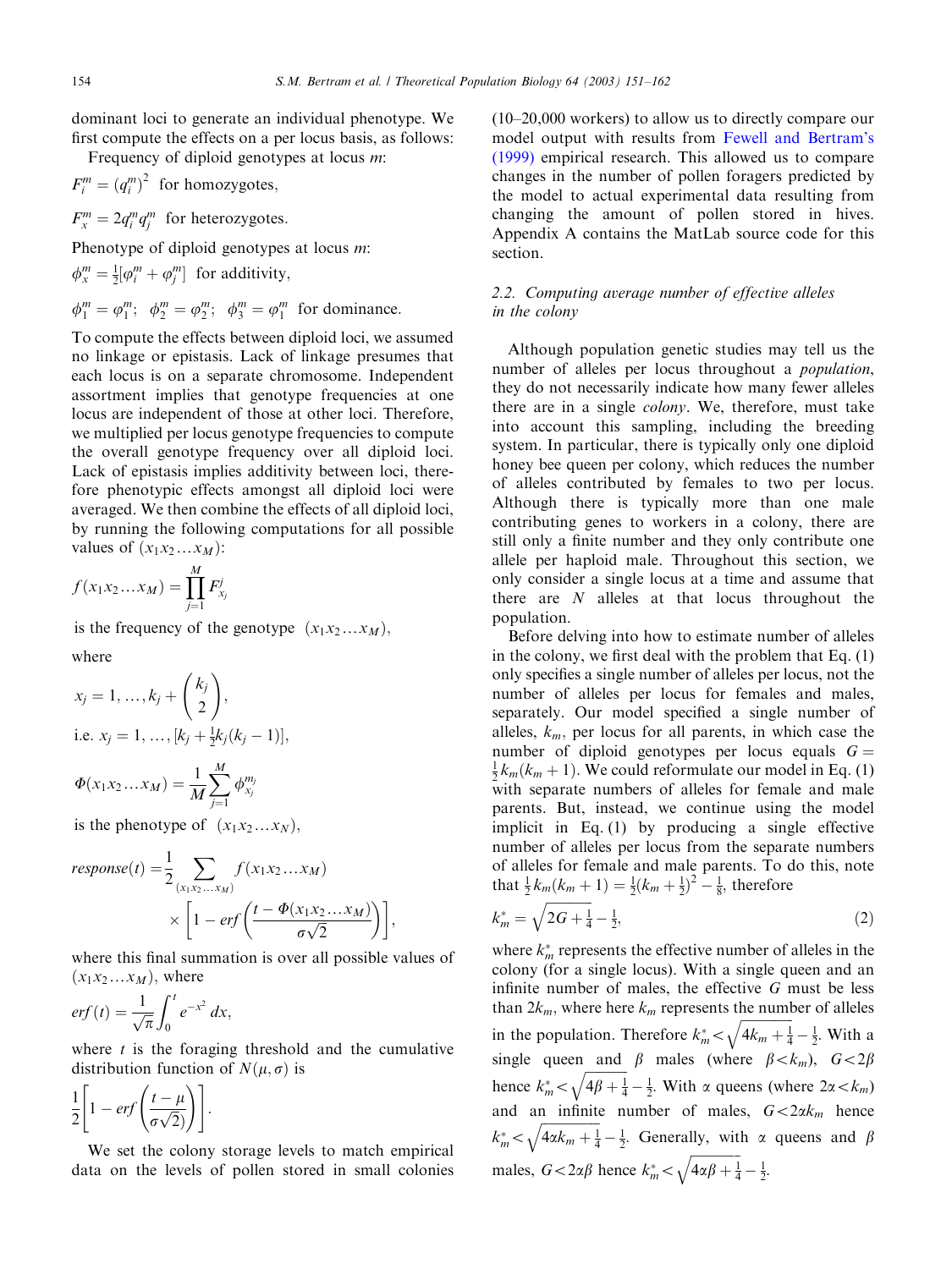dominant loci to generate an individual phenotype. We first compute the effects on a per locus basis, as follows:

Frequency of diploid genotypes at locus $m$:

$F_i^m = (q_i^m)^2$ for homozygotes,

$F_x^m = 2q_i^m q_j^m$ for heterozygotes.

Phenotype of diploid genotypes at locus $m$:

$\phi_x^m = \frac{1}{2}[\varphi_i^m + \varphi_j^m]$ for additivity,

$\phi_1^m = \varphi_1^m;\;\; \phi_2^m = \varphi_2^m;\;\; \phi_3^m = \varphi_1^m$ for dominance.

To compute the effects between diploid loci, we assumed no linkage or epistasis. Lack of linkage presumes that each locus is on a separate chromosome. Independent assortment implies that genotype frequencies at one locus are independent of those at other loci. Therefore, we multiplied per locus genotype frequencies to compute the overall genotype frequency over all diploid loci. Lack of epistasis implies additivity between loci, therefore phenotypic effects amongst all diploid loci were averaged. We then combine the effects of all diploid loci, by running the following computations for all possible values of $(x_1x_2\ldots x_M)$:

$$f(x_1x_2\ldots x_M) = \prod_{j=1}^{M} F_{x_j}^{j}$$

is the frequency of the genotype $(x_1x_2\ldots x_M)$,

where

$$x_j = 1, \ldots, k_j + \binom{k_j}{2},$$

i.e. $x_j = 1, \ldots, [k_j + \frac{1}{2}k_j(k_j - 1)]$,

$$\Phi(x_1x_2\ldots x_M) = \frac{1}{M}\sum_{j=1}^{M} \phi_{x_j}^{m_j}$$

is the phenotype of $(x_1x_2\ldots x_N)$,

$$response(t) = \frac{1}{2}\sum_{(x_1x_2\ldots x_M)} f(x_1x_2\ldots x_M) \times \left[1 - erf\left(\frac{t - \Phi(x_1x_2\ldots x_M)}{\sigma\sqrt{2}}\right)\right],$$

where this final summation is over all possible values of $(x_1x_2\ldots x_M)$, where

$$erf(t) = \frac{1}{\sqrt{\pi}}\int_0^t e^{-x^2}\,dx,$$

where $t$ is the foraging threshold and the cumulative distribution function of $N(\mu, \sigma)$ is

$$\frac{1}{2}\left[1 - erf\left(\frac{t-\mu}{\sigma\sqrt{2})}\right)\right].$$

We set the colony storage levels to match empirical data on the levels of pollen stored in small colonies (10–20,000 workers) to allow us to directly compare our model output with results from Fewell and Bertram's (1999) empirical research. This allowed us to compare changes in the number of pollen foragers predicted by the model to actual experimental data resulting from changing the amount of pollen stored in hives. Appendix A contains the MatLab source code for this section.

### 2.2. Computing average number of effective alleles in the colony

Although population genetic studies may tell us the number of alleles per locus throughout a *population*, they do not necessarily indicate how many fewer alleles there are in a single *colony*. We, therefore, must take into account this sampling, including the breeding system. In particular, there is typically only one diploid honey bee queen per colony, which reduces the number of alleles contributed by females to two per locus. Although there is typically more than one male contributing genes to workers in a colony, there are still only a finite number and they only contribute one allele per haploid male. Throughout this section, we only consider a single locus at a time and assume that there are $N$ alleles at that locus throughout the population.

Before delving into how to estimate number of alleles in the colony, we first deal with the problem that Eq. (1) only specifies a single number of alleles per locus, not the number of alleles per locus for females and males, separately. Our model specified a single number of alleles, $k_m$, per locus for all parents, in which case the number of diploid genotypes per locus equals $G = \frac{1}{2}k_m(k_m + 1)$. We could reformulate our model in Eq. (1) with separate numbers of alleles for female and male parents. But, instead, we continue using the model implicit in Eq. (1) by producing a single effective number of alleles per locus from the separate numbers of alleles for female and male parents. To do this, note that $\frac{1}{2}k_m(k_m+1) = \frac{1}{2}(k_m + \frac{1}{2})^2 - \frac{1}{8}$, therefore

$$k_m^* = \sqrt{2G + \tfrac{1}{4}} - \tfrac{1}{2}, \tag{2}$$

where $k_m^*$ represents the effective number of alleles in the colony (for a single locus). With a single queen and an infinite number of males, the effective $G$ must be less than $2k_m$, where here $k_m$ represents the number of alleles in the population. Therefore $k_m^* < \sqrt{4k_m + \frac{1}{4}} - \frac{1}{2}$. With a single queen and $\beta$ males (where $\beta < k_m$), $G < 2\beta$ hence $k_m^* < \sqrt{4\beta + \frac{1}{4}} - \frac{1}{2}$. With $\alpha$ queens (where $2\alpha < k_m$) and an infinite number of males, $G < 2\alpha k_m$ hence $k_m^* < \sqrt{4\alpha k_m + \frac{1}{4}} - \frac{1}{2}$. Generally, with $\alpha$ queens and $\beta$ males, $G < 2\alpha\beta$ hence $k_m^* < \sqrt{4\alpha\beta + \frac{1}{4}} - \frac{1}{2}$.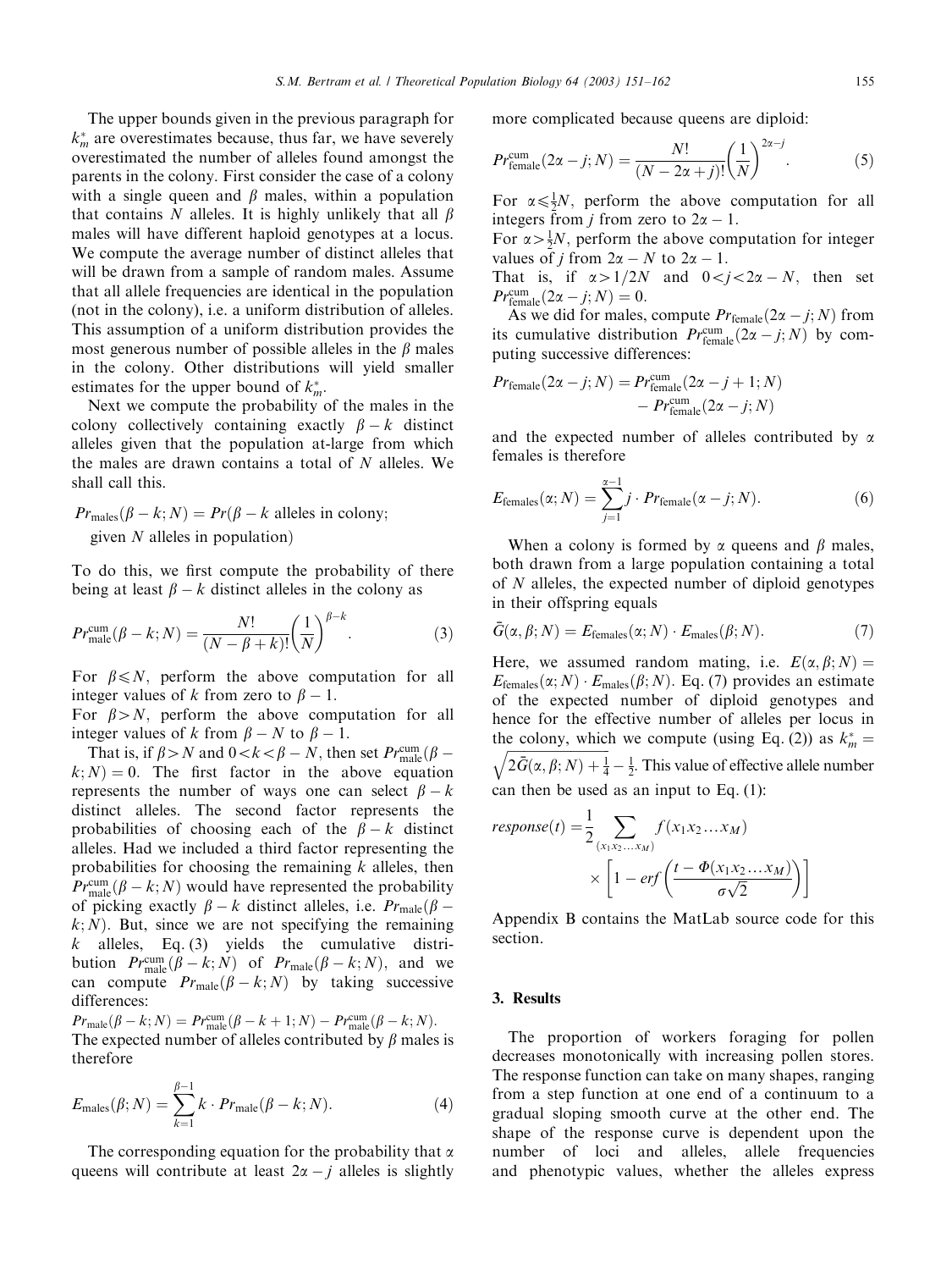The upper bounds given in the previous paragraph for $k_m^*$ are overestimates because, thus far, we have severely overestimated the number of alleles found amongst the parents in the colony. First consider the case of a colony with a single queen and $\beta$ males, within a population that contains $N$ alleles. It is highly unlikely that all $\beta$ males will have different haploid genotypes at a locus. We compute the average number of distinct alleles that will be drawn from a sample of random males. Assume that all allele frequencies are identical in the population (not in the colony), i.e. a uniform distribution of alleles. This assumption of a uniform distribution provides the most generous number of possible alleles in the $\beta$ males in the colony. Other distributions will yield smaller estimates for the upper bound of $k_m^*$.

Next we compute the probability of the males in the colony collectively containing exactly $\beta - k$ distinct alleles given that the population at-large from which the males are drawn contains a total of $N$ alleles. We shall call this.

$$Pr_{\text{males}}(\beta - k; N) = Pr(\beta - k \text{ alleles in colony; given } N \text{ alleles in population})$$

To do this, we first compute the probability of there being at least $\beta - k$ distinct alleles in the colony as

$$Pr_{\text{male}}^{\text{cum}}(\beta - k; N) = \frac{N!}{(N - \beta + k)!}\left(\frac{1}{N}\right)^{\beta - k}. \tag{3}$$

For $\beta \leqslant N$, perform the above computation for all integer values of $k$ from zero to $\beta - 1$.

For $\beta > N$, perform the above computation for all integer values of $k$ from $\beta - N$ to $\beta - 1$.

That is, if $\beta > N$ and $0 < k < \beta - N$, then set $Pr_{\text{male}}^{\text{cum}}(\beta - k; N) = 0$. The first factor in the above equation represents the number of ways one can select $\beta - k$ distinct alleles. The second factor represents the probabilities of choosing each of the $\beta - k$ distinct alleles. Had we included a third factor representing the probabilities for choosing the remaining $k$ alleles, then $Pr_{\text{male}}^{\text{cum}}(\beta - k; N)$ would have represented the probability of picking exactly $\beta - k$ distinct alleles, i.e. $Pr_{\text{male}}(\beta - k; N)$. But, since we are not specifying the remaining $k$ alleles, Eq. (3) yields the cumulative distribution $Pr_{\text{male}}^{\text{cum}}(\beta - k; N)$ of $Pr_{\text{male}}(\beta - k; N)$, and we can compute $Pr_{\text{male}}(\beta - k; N)$ by taking successive differences:

$Pr_{\text{male}}(\beta - k; N) = Pr_{\text{male}}^{\text{cum}}(\beta - k + 1; N) - Pr_{\text{male}}^{\text{cum}}(\beta - k; N)$.

The expected number of alleles contributed by $\beta$ males is therefore

$$E_{\text{males}}(\beta; N) = \sum_{k=1}^{\beta - 1} k \cdot Pr_{\text{male}}(\beta - k; N). \tag{4}$$

The corresponding equation for the probability that $\alpha$ queens will contribute at least $2\alpha - j$ alleles is slightly more complicated because queens are diploid:

$$Pr_{\text{female}}^{\text{cum}}(2\alpha - j; N) = \frac{N!}{(N - 2\alpha + j)!}\left(\frac{1}{N}\right)^{2\alpha - j}. \tag{5}$$

For $\alpha \leqslant \frac{1}{2}N$, perform the above computation for all integers from $j$ from zero to $2\alpha - 1$.

For $\alpha > \frac{1}{2}N$, perform the above computation for integer values of $j$ from $2\alpha - N$ to $2\alpha - 1$.

That is, if $\alpha > 1/2N$ and $0 < j < 2\alpha - N$, then set $Pr_{\text{female}}^{\text{cum}}(2\alpha - j; N) = 0$.

As we did for males, compute $Pr_{\text{female}}(2\alpha - j; N)$ from its cumulative distribution $Pr_{\text{female}}^{\text{cum}}(2\alpha - j; N)$ by computing successive differences:

$$Pr_{\text{female}}(2\alpha - j; N) = Pr_{\text{female}}^{\text{cum}}(2\alpha - j + 1; N) - Pr_{\text{female}}^{\text{cum}}(2\alpha - j; N)$$

and the expected number of alleles contributed by $\alpha$ females is therefore

$$E_{\text{females}}(\alpha; N) = \sum_{j=1}^{\alpha - 1} j \cdot Pr_{\text{female}}(\alpha - j; N). \tag{6}$$

When a colony is formed by $\alpha$ queens and $\beta$ males, both drawn from a large population containing a total of $N$ alleles, the expected number of diploid genotypes in their offspring equals

$$\bar{G}(\alpha, \beta; N) = E_{\text{females}}(\alpha; N) \cdot E_{\text{males}}(\beta; N). \tag{7}$$

Here, we assumed random mating, i.e. $E(\alpha, \beta; N) = E_{\text{females}}(\alpha; N) \cdot E_{\text{males}}(\beta; N)$. Eq. (7) provides an estimate of the expected number of diploid genotypes and hence for the effective number of alleles per locus in the colony, which we compute (using Eq. (2)) as $k_m^* = \sqrt{2\bar{G}(\alpha, \beta; N) + \frac{1}{4}} - \frac{1}{2}$. This value of effective allele number can then be used as an input to Eq. (1):

$$response(t) = \frac{1}{2}\sum_{(x_1 x_2 \ldots x_M)} f(x_1 x_2 \ldots x_M) \times \left[1 - erf\left(\frac{t - \Phi(x_1 x_2 \ldots x_M)}{\sigma\sqrt{2}}\right)\right]$$

Appendix B contains the MatLab source code for this section.

## 3. Results

The proportion of workers foraging for pollen decreases monotonically with increasing pollen stores. The response function can take on many shapes, ranging from a step function at one end of a continuum to a gradual sloping smooth curve at the other end. The shape of the response curve is dependent upon the number of loci and alleles, allele frequencies and phenotypic values, whether the alleles express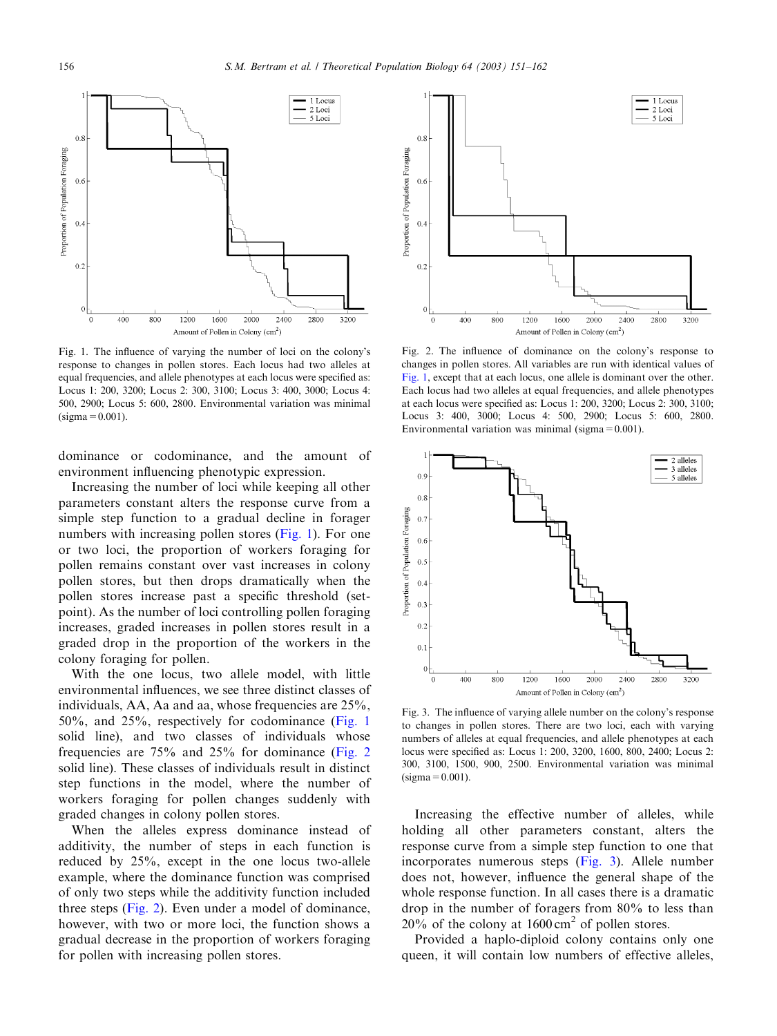Fig. 1. The influence of varying the number of loci on the colony's response to changes in pollen stores. Each locus had two alleles at equal frequencies, and allele phenotypes at each locus were specified as: Locus 1: 200, 3200; Locus 2: 300, 3100; Locus 3: 400, 3000; Locus 4: 500, 2900; Locus 5: 600, 2800. Environmental variation was minimal (sigma = 0.001).

Fig. 2. The influence of dominance on the colony's response to changes in pollen stores. All variables are run with identical values of Fig. 1, except that at each locus, one allele is dominant over the other. Each locus had two alleles at equal frequencies, and allele phenotypes at each locus were specified as: Locus 1: 200, 3200; Locus 2: 300, 3100; Locus 3: 400, 3000; Locus 4: 500, 2900; Locus 5: 600, 2800. Environmental variation was minimal (sigma = 0.001).

Fig. 3. The influence of varying allele number on the colony's response to changes in pollen stores. There are two loci, each with varying numbers of alleles at equal frequencies, and allele phenotypes at each locus were specified as: Locus 1: 200, 3200, 1600, 800, 2400; Locus 2: 300, 3100, 1500, 900, 2500. Environmental variation was minimal (sigma = 0.001).

dominance or codominance, and the amount of environment influencing phenotypic expression.

Increasing the number of loci while keeping all other parameters constant alters the response curve from a simple step function to a gradual decline in forager numbers with increasing pollen stores (Fig. 1). For one or two loci, the proportion of workers foraging for pollen remains constant over vast increases in colony pollen stores, but then drops dramatically when the pollen stores increase past a specific threshold (set-point). As the number of loci controlling pollen foraging increases, graded increases in pollen stores result in a graded drop in the proportion of the workers in the colony foraging for pollen.

With the one locus, two allele model, with little environmental influences, we see three distinct classes of individuals, AA, Aa and aa, whose frequencies are 25%, 50%, and 25%, respectively for codominance (Fig. 1 solid line), and two classes of individuals whose frequencies are 75% and 25% for dominance (Fig. 2 solid line). These classes of individuals result in distinct step functions in the model, where the number of workers foraging for pollen changes suddenly with graded changes in colony pollen stores.

When the alleles express dominance instead of additivity, the number of steps in each function is reduced by 25%, except in the one locus two-allele example, where the dominance function was comprised of only two steps while the additivity function included three steps (Fig. 2). Even under a model of dominance, however, with two or more loci, the function shows a gradual decrease in the proportion of workers foraging for pollen with increasing pollen stores.

Increasing the effective number of alleles, while holding all other parameters constant, alters the response curve from a simple step function to one that incorporates numerous steps (Fig. 3). Allele number does not, however, influence the general shape of the whole response function. In all cases there is a dramatic drop in the number of foragers from 80% to less than 20% of the colony at 1600 $cm^2$ of pollen stores.

Provided a haplo-diploid colony contains only one queen, it will contain low numbers of effective alleles,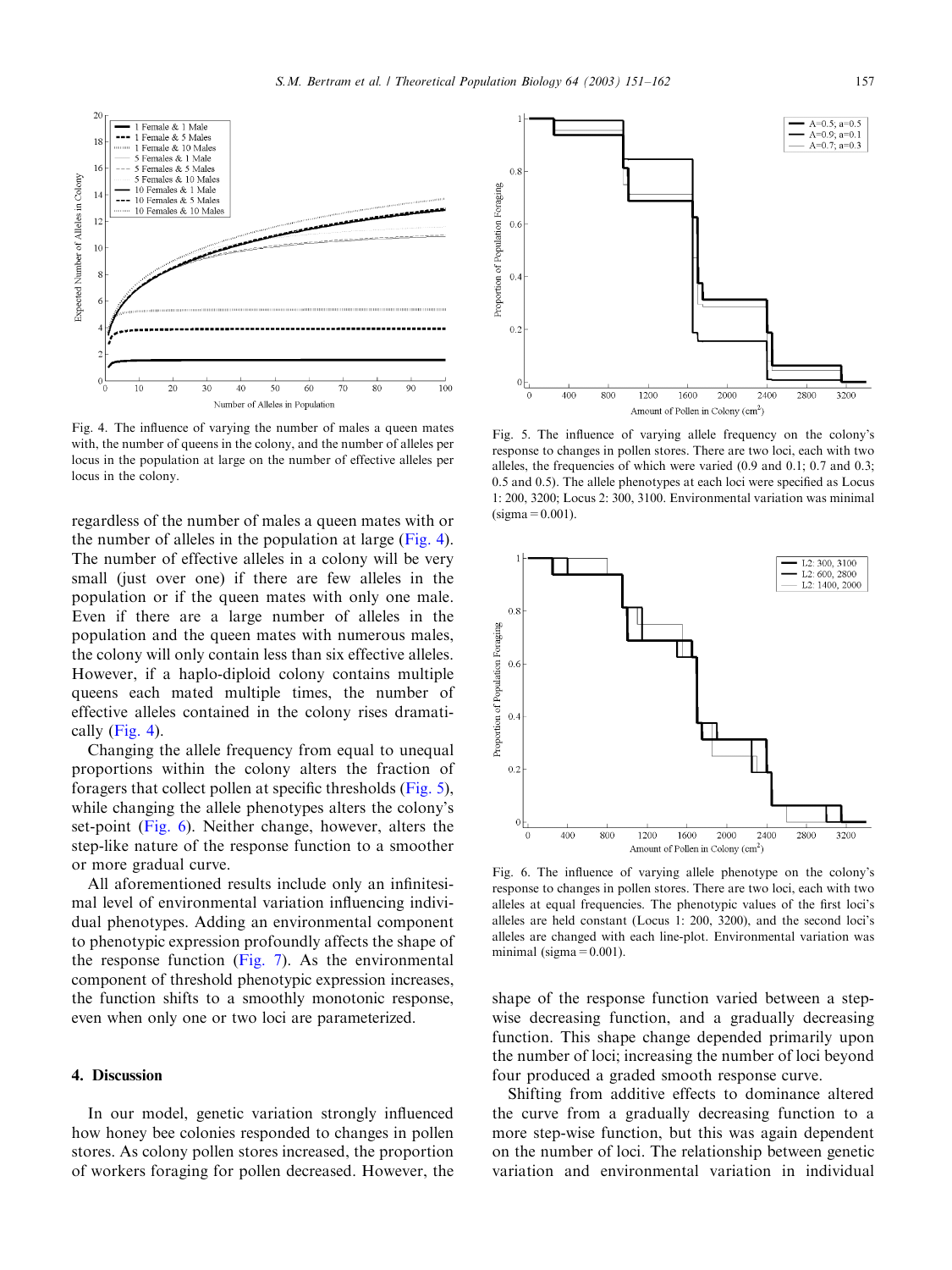Fig. 4. The influence of varying the number of males a queen mates with, the number of queens in the colony, and the number of alleles per locus in the population at large on the number of effective alleles per locus in the colony.

Fig. 5. The influence of varying allele frequency on the colony's response to changes in pollen stores. There are two loci, each with two alleles, the frequencies of which were varied (0.9 and 0.1; 0.7 and 0.3; 0.5 and 0.5). The allele phenotypes at each loci were specified as Locus 1: 200, 3200; Locus 2: 300, 3100. Environmental variation was minimal (sigma = 0.001).

Fig. 6. The influence of varying allele phenotype on the colony's response to changes in pollen stores. There are two loci, each with two alleles at equal frequencies. The phenotypic values of the first loci's alleles are held constant (Locus 1: 200, 3200), and the second loci's alleles are changed with each line-plot. Environmental variation was minimal (sigma = 0.001).

regardless of the number of males a queen mates with or the number of alleles in the population at large (Fig. 4). The number of effective alleles in a colony will be very small (just over one) if there are few alleles in the population or if the queen mates with only one male. Even if there are a large number of alleles in the population and the queen mates with numerous males, the colony will only contain less than six effective alleles. However, if a haplo-diploid colony contains multiple queens each mated multiple times, the number of effective alleles contained in the colony rises dramatically (Fig. 4).

Changing the allele frequency from equal to unequal proportions within the colony alters the fraction of foragers that collect pollen at specific thresholds (Fig. 5), while changing the allele phenotypes alters the colony's set-point (Fig. 6). Neither change, however, alters the step-like nature of the response function to a smoother or more gradual curve.

All aforementioned results include only an infinitesimal level of environmental variation influencing individual phenotypes. Adding an environmental component to phenotypic expression profoundly affects the shape of the response function (Fig. 7). As the environmental component of threshold phenotypic expression increases, the function shifts to a smoothly monotonic response, even when only one or two loci are parameterized.

## 4. Discussion

In our model, genetic variation strongly influenced how honey bee colonies responded to changes in pollen stores. As colony pollen stores increased, the proportion of workers foraging for pollen decreased. However, the shape of the response function varied between a step-wise decreasing function, and a gradually decreasing function. This shape change depended primarily upon the number of loci; increasing the number of loci beyond four produced a graded smooth response curve.

Shifting from additive effects to dominance altered the curve from a gradually decreasing function to a more step-wise function, but this was again dependent on the number of loci. The relationship between genetic variation and environmental variation in individual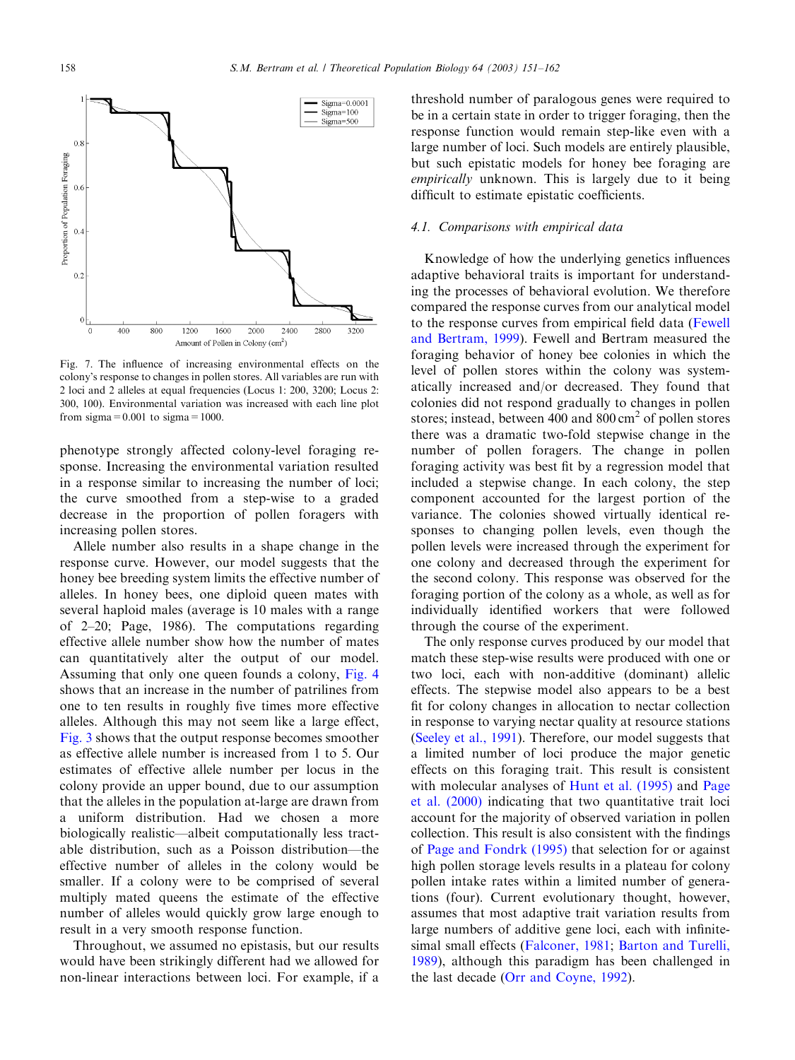Sigma=0.0001
Sigma=100
Sigma=500

Proportion of Population Foraging

1
0.8
0.6
0.4
0.2
0

0 400 800 1200 1600 2000 2400 2800 3200

Amount of Pollen in Colony (cm$^2$)

Fig. 7. The influence of increasing environmental effects on the colony's response to changes in pollen stores. All variables are run with 2 loci and 2 alleles at equal frequencies (Locus 1: 200, 3200; Locus 2: 300, 100). Environmental variation was increased with each line plot from sigma = 0.001 to sigma = 1000.

phenotype strongly affected colony-level foraging response. Increasing the environmental variation resulted in a response similar to increasing the number of loci; the curve smoothed from a step-wise to a graded decrease in the proportion of pollen foragers with increasing pollen stores.

Allele number also results in a shape change in the response curve. However, our model suggests that the honey bee breeding system limits the effective number of alleles. In honey bees, one diploid queen mates with several haploid males (average is 10 males with a range of 2–20; Page, 1986). The computations regarding effective allele number show how the number of mates can quantitatively alter the output of our model. Assuming that only one queen founds a colony, Fig. 4 shows that an increase in the number of patrilines from one to ten results in roughly five times more effective alleles. Although this may not seem like a large effect, Fig. 3 shows that the output response becomes smoother as effective allele number is increased from 1 to 5. Our estimates of effective allele number per locus in the colony provide an upper bound, due to our assumption that the alleles in the population at-large are drawn from a uniform distribution. Had we chosen a more biologically realistic—albeit computationally less tractable distribution, such as a Poisson distribution—the effective number of alleles in the colony would be smaller. If a colony were to be comprised of several multiply mated queens the estimate of the effective number of alleles would quickly grow large enough to result in a very smooth response function.

Throughout, we assumed no epistasis, but our results would have been strikingly different had we allowed for non-linear interactions between loci. For example, if a threshold number of paralogous genes were required to be in a certain state in order to trigger foraging, then the response function would remain step-like even with a large number of loci. Such models are entirely plausible, but such epistatic models for honey bee foraging are *empirically* unknown. This is largely due to it being difficult to estimate epistatic coefficients.

### 4.1. Comparisons with empirical data

Knowledge of how the underlying genetics influences adaptive behavioral traits is important for understanding the processes of behavioral evolution. We therefore compared the response curves from our analytical model to the response curves from empirical field data (Fewell and Bertram, 1999). Fewell and Bertram measured the foraging behavior of honey bee colonies in which the level of pollen stores within the colony was systematically increased and/or decreased. They found that colonies did not respond gradually to changes in pollen stores; instead, between 400 and 800 cm$^2$ of pollen stores there was a dramatic two-fold stepwise change in the number of pollen foragers. The change in pollen foraging activity was best fit by a regression model that included a stepwise change. In each colony, the step component accounted for the largest portion of the variance. The colonies showed virtually identical responses to changing pollen levels, even though the pollen levels were increased through the experiment for one colony and decreased through the experiment for the second colony. This response was observed for the foraging portion of the colony as a whole, as well as for individually identified workers that were followed through the course of the experiment.

The only response curves produced by our model that match these step-wise results were produced with one or two loci, each with non-additive (dominant) allelic effects. The stepwise model also appears to be a best fit for colony changes in allocation to nectar collection in response to varying nectar quality at resource stations (Seeley et al., 1991). Therefore, our model suggests that a limited number of loci produce the major genetic effects on this foraging trait. This result is consistent with molecular analyses of Hunt et al. (1995) and Page et al. (2000) indicating that two quantitative trait loci account for the majority of observed variation in pollen collection. This result is also consistent with the findings of Page and Fondrk (1995) that selection for or against high pollen storage levels results in a plateau for colony pollen intake rates within a limited number of generations (four). Current evolutionary thought, however, assumes that most adaptive trait variation results from large numbers of additive gene loci, each with infinitesimal small effects (Falconer, 1981; Barton and Turelli, 1989), although this paradigm has been challenged in the last decade (Orr and Coyne, 1992).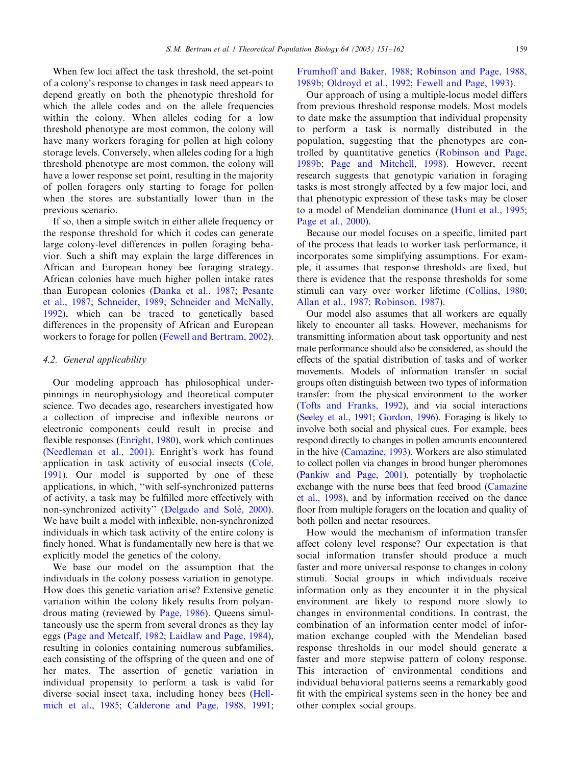When few loci affect the task threshold, the set-point of a colony's response to changes in task need appears to depend greatly on both the phenotypic threshold for which the allele codes and on the allele frequencies within the colony. When alleles coding for a low threshold phenotype are most common, the colony will have many workers foraging for pollen at high colony storage levels. Conversely, when alleles coding for a high threshold phenotype are most common, the colony will have a lower response set point, resulting in the majority of pollen foragers only starting to forage for pollen when the stores are substantially lower than in the previous scenario.

If so, then a simple switch in either allele frequency or the response threshold for which it codes can generate large colony-level differences in pollen foraging behavior. Such a shift may explain the large differences in African and European honey bee foraging strategy. African colonies have much higher pollen intake rates than European colonies (Danka et al., 1987; Pesante et al., 1987; Schneider, 1989; Schneider and McNally, 1992), which can be traced to genetically based differences in the propensity of African and European workers to forage for pollen (Fewell and Bertram, 2002).

### 4.2. General applicability

Our modeling approach has philosophical underpinnings in neurophysiology and theoretical computer science. Two decades ago, researchers investigated how a collection of imprecise and inflexible neurons or electronic components could result in precise and flexible responses (Enright, 1980), work which continues (Needleman et al., 2001). Enright's work has found application in task activity of eusocial insects (Cole, 1991). Our model is supported by one of these applications, in which, "with self-synchronized patterns of activity, a task may be fulfilled more effectively with non-synchronized activity" (Delgado and Solé, 2000). We have built a model with inflexible, non-synchronized individuals in which task activity of the entire colony is finely honed. What is fundamentally new here is that we explicitly model the genetics of the colony.

We base our model on the assumption that the individuals in the colony possess variation in genotype. How does this genetic variation arise? Extensive genetic variation within the colony likely results from polyandrous mating (reviewed by Page, 1986). Queens simultaneously use the sperm from several drones as they lay eggs (Page and Metcalf, 1982; Laidlaw and Page, 1984), resulting in colonies containing numerous subfamilies, each consisting of the offspring of the queen and one of her mates. The assertion of genetic variation in individual propensity to perform a task is valid for diverse social insect taxa, including honey bees (Hellmich et al., 1985; Calderone and Page, 1988, 1991; Frumhoff and Baker, 1988; Robinson and Page, 1988, 1989b; Oldroyd et al., 1992; Fewell and Page, 1993).

Our approach of using a multiple-locus model differs from previous threshold response models. Most models to date make the assumption that individual propensity to perform a task is normally distributed in the population, suggesting that the phenotypes are controlled by quantitative genetics (Robinson and Page, 1989b; Page and Mitchell, 1998). However, recent research suggests that genotypic variation in foraging tasks is most strongly affected by a few major loci, and that phenotypic expression of these tasks may be closer to a model of Mendelian dominance (Hunt et al., 1995; Page et al., 2000).

Because our model focuses on a specific, limited part of the process that leads to worker task performance, it incorporates some simplifying assumptions. For example, it assumes that response thresholds are fixed, but there is evidence that the response thresholds for some stimuli can vary over worker lifetime (Collins, 1980; Allan et al., 1987; Robinson, 1987).

Our model also assumes that all workers are equally likely to encounter all tasks. However, mechanisms for transmitting information about task opportunity and nest mate performance should also be considered, as should the effects of the spatial distribution of tasks and of worker movements. Models of information transfer in social groups often distinguish between two types of information transfer: from the physical environment to the worker (Tofts and Franks, 1992), and via social interactions (Seeley et al., 1991; Gordon, 1996). Foraging is likely to involve both social and physical cues. For example, bees respond directly to changes in pollen amounts encountered in the hive (Camazine, 1993). Workers are also stimulated to collect pollen via changes in brood hunger pheromones (Pankiw and Page, 2001), potentially by trophollactic exchange with the nurse bees that feed brood (Camazine et al., 1998), and by information received on the dance floor from multiple foragers on the location and quality of both pollen and nectar resources.

How would the mechanism of information transfer affect colony level response? Our expectation is that social information transfer should produce a much faster and more universal response to changes in colony stimuli. Social groups in which individuals receive information only as they encounter it in the physical environment are likely to respond more slowly to changes in environmental conditions. In contrast, the combination of an information center model of information exchange coupled with the Mendelian based response thresholds in our model should generate a faster and more stepwise pattern of colony response. This interaction of environmental conditions and individual behavioral patterns seems a remarkably good fit with the empirical systems seen in the honey bee and other complex social groups.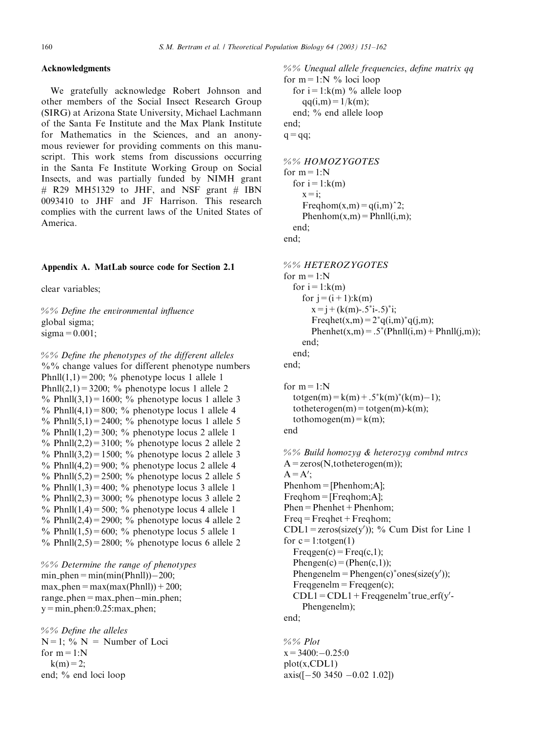## Acknowledgments

We gratefully acknowledge Robert Johnson and other members of the Social Insect Research Group (SIRG) at Arizona State University, Michael Lachmann of the Santa Fe Institute and the Max Plank Institute for Mathematics in the Sciences, and an anonymous reviewer for providing comments on this manuscript. This work stems from discussions occurring in the Santa Fe Institute Working Group on Social Insects, and was partially funded by NIMH grant # R29 MH51329 to JHF, and NSF grant # IBN 0093410 to JHF and JF Harrison. This research complies with the current laws of the United States of America.

## Appendix A. MatLab source code for Section 2.1

```
clear variables;

%% Define the environmental influence
global sigma;
sigma = 0.001;

%% Define the phenotypes of the different alleles
%% change values for different phenotype numbers
Phnll(1,1) = 200; % phenotype locus 1 allele 1
Phnll(2,1) = 3200; % phenotype locus 1 allele 2
% Phnll(3,1) = 1600; % phenotype locus 1 allele 3
% Phnll(4,1) = 800; % phenotype locus 1 allele 4
% Phnll(5,1) = 2400; % phenotype locus 1 allele 5
% Phnll(1,2) = 300; % phenotype locus 2 allele 1
% Phnll(2,2) = 3100; % phenotype locus 2 allele 2
% Phnll(3,2) = 1500; % phenotype locus 2 allele 3
% Phnll(4,2) = 900; % phenotype locus 2 allele 4
% Phnll(5,2) = 2500; % phenotype locus 2 allele 5
% Phnll(1,3) = 400; % phenotype locus 3 allele 1
% Phnll(2,3) = 3000; % phenotype locus 3 allele 2
% Phnll(1,4) = 500; % phenotype locus 4 allele 1
% Phnll(2,4) = 2900; % phenotype locus 4 allele 2
% Phnll(1,5) = 600; % phenotype locus 5 allele 1
% Phnll(2,5) = 2800; % phenotype locus 6 allele 2

%% Determine the range of phenotypes
min_phen = min(min(Phnll))-200;
max_phen = max(max(Phnll)) + 200;
range_phen = max_phen-min_phen;
y = min_phen:0.25:max_phen;

%% Define the alleles
N = 1; % N = Number of Loci
for m = 1:N
   k(m) = 2;
end; % end loci loop

%% Unequal allele frequencies, define matrix qq
for m = 1:N % loci loop
   for i = 1:k(m) % allele loop
      qq(i,m) = 1/k(m);
   end; % end allele loop
end;
q = qq;

%% HOMOZYGOTES
for m = 1:N
   for i = 1:k(m)
      x = i;
      Freqhom(x,m) = q(i,m)^2;
      Phenhom(x,m) = Phnll(i,m);
   end;
end;

%% HETEROZYGOTES
for m = 1:N
   for i = 1:k(m)
      for j = (i+1):k(m)
         x = j + (k(m)-.5*i-.5)*i;
         Freqhet(x,m) = 2*q(i,m)*q(j,m);
         Phenhet(x,m) = .5*(Phnll(i,m) + Phnll(j,m));
      end;
   end;
end;

for m = 1:N
   totgen(m) = k(m) + .5*k(m)*(k(m)-1);
   totheterogen(m) = totgen(m)-k(m);
   tothomogen(m) = k(m);
end

%% Build homozyg & heterozyg combnd mtrcs
A = zeros(N,totheterogen(m));
A = A';
Phenhom = [Phenhom;A];
Freqhom = [Freqhom;A];
Phen = Phenhet + Phenhom;
Freq = Freqhet + Freqhom;
CDL1 = zeros(size(y')); % Cum Dist for Line 1
for c = 1:totgen(1)
   Freqgen(c) = Freq(c,1);
   Phengen(c) = (Phen(c,1));
   Phengenelm = Phengen(c)*ones(size(y'));
   Freqgenelm = Freqgen(c);
   CDL1 = CDL1 + Freqgenelm*true_erf(y'-
      Phengenelm);
end;

%% Plot
x = 3400:-0.25:0
plot(x,CDL1)
axis([-50 3450 -0.02 1.02])
```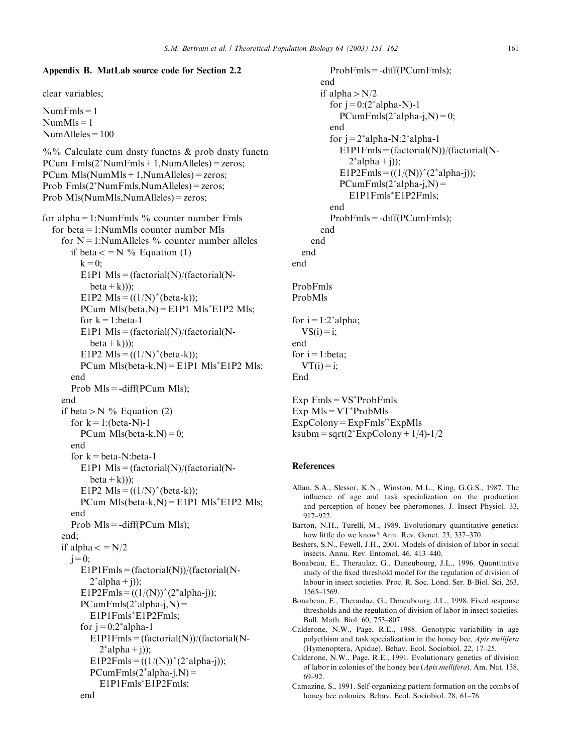## Appendix B. MatLab source code for Section 2.2

```
clear variables;

NumFmls = 1
NumMls = 1
NumAlleles = 100

%% Calculate cum dnsty functns & prob dnsty functn
PCum Fmls(2*NumFmls + 1,NumAlleles) = zeros;
PCum Mls(NumMls + 1,NumAlleles) = zeros;
Prob Fmls(2*NumFmls,NumAlleles) = zeros;
Prob Mls(NumMls,NumAlleles) = zeros;

for alpha = 1:NumFmls % counter number Fmls
  for beta = 1:NumMls counter number Mls
    for N = 1:NumAlleles % counter number alleles
      if beta < = N % Equation (1)
        k = 0;
        E1P1 Mls = (factorial(N)/(factorial(N-
          beta + k)));
        E1P2 Mls = ((1/N)^(beta-k));
        PCum Mls(beta,N) = E1P1 Mls*E1P2 Mls;
        for k = 1:beta-1
        E1P1 Mls = (factorial(N)/(factorial(N-
          beta + k)));
        E1P2 Mls = ((1/N)^(beta-k));
        PCum Mls(beta-k,N) = E1P1 Mls*E1P2 Mls;
      end
      Prob Mls = -diff(PCum Mls);
    end
    if beta > N % Equation (2)
      for k = 1:(beta-N)-1
        PCum Mls(beta-k,N) = 0;
      end
      for k = beta-N:beta-1
        E1P1 Mls = (factorial(N)/(factorial(N-
          beta + k)));
        E1P2 Mls = ((1/N)^(beta-k));
        PCum Mls(beta-k,N) = E1P1 Mls*E1P2 Mls;
      end
      Prob Mls = -diff(PCum Mls);
    end;
    if alpha < = N/2
      j = 0;
        E1P1Fmls = (factorial(N))/(factorial(N-
          2*alpha + j));
        E1P2Fmls = ((1/(N))^(2*alpha-j));
        PCumFmls(2*alpha-j,N) =
          E1P1Fmls*E1P2Fmls;
        for j = 0:2*alpha-1
          E1P1Fmls = (factorial(N))/(factorial(N-
            2*alpha + j));
          E1P2Fmls = ((1/(N))^(2*alpha-j));
          PCumFmls(2*alpha-j,N) =
            E1P1Fmls*E1P2Fmls;
        end
        ProbFmls = -diff(PCumFmls);
      end
      if alpha > N/2
        for j = 0:(2*alpha-N)-1
          PCumFmls(2*alpha-j,N) = 0;
        end
        for j = 2*alpha-N:2*alpha-1
          E1P1Fmls = (factorial(N))/(factorial(N-
            2*alpha + j));
          E1P2Fmls = ((1/(N))^(2*alpha-j));
          PCumFmls(2*alpha-j,N) =
            E1P1Fmls*E1P2Fmls;
        end
        ProbFmls = -diff(PCumFmls);
      end
    end
  end
end

ProbFmls
ProbMls

for i = 1:2*alpha;
  VS(i) = i;
end
for i = 1:beta;
  VT(i) = i;
End

Exp Fmls = VS*ProbFmls
Exp Mls = VT*ProbMls
ExpColony = ExpFmls'*ExpMls
ksubm = sqrt(2*ExpColony + 1/4)-1/2
```

## References

Allan, S.A., Slessor, K.N., Winston, M.L., King, G.G.S., 1987. The influence of age and task specialization on the production and perception of honey bee pheromones. J. Insect Physiol. 33, 917–922.

Barton, N.H., Turelli, M., 1989. Evolutionary quantitative genetics: how little do we know? Ann. Rev. Genet. 23, 337–370.

Beshers, S.N., Fewell, J.H., 2001. Models of division of labor in social insects. Annu. Rev. Entomol. 46, 413–440.

Bonabeau, E., Theraulaz, G., Deneubourg, J.L., 1996. Quantitative study of the fixed threshold model for the regulation of division of labour in insect societies. Proc. R. Soc. Lond. Ser. B-Biol. Sci. 263, 1565–1569.

Bonabeau, E., Theraulaz, G., Deneubourg, J.L., 1998. Fixed response thresholds and the regulation of division of labor in insect societies. Bull. Math. Biol. 60, 753–807.

Calderone, N.W., Page, R.E., 1988. Genotypic variability in age polyethism and task specialization in the honey bee, *Apis mellifera* (Hymenoptera, Apidae). Behav. Ecol. Sociobiol. 22, 17–25.

Calderone, N.W., Page, R.E., 1991. Evolutionary genetics of division of labor in colonies of the honey bee (*Apis mellifera*). Am. Nat. 138, 69–92.

Camazine, S., 1991. Self-organizing pattern formation on the combs of honey bee colonies. Behav. Ecol. Sociobiol. 28, 61–76.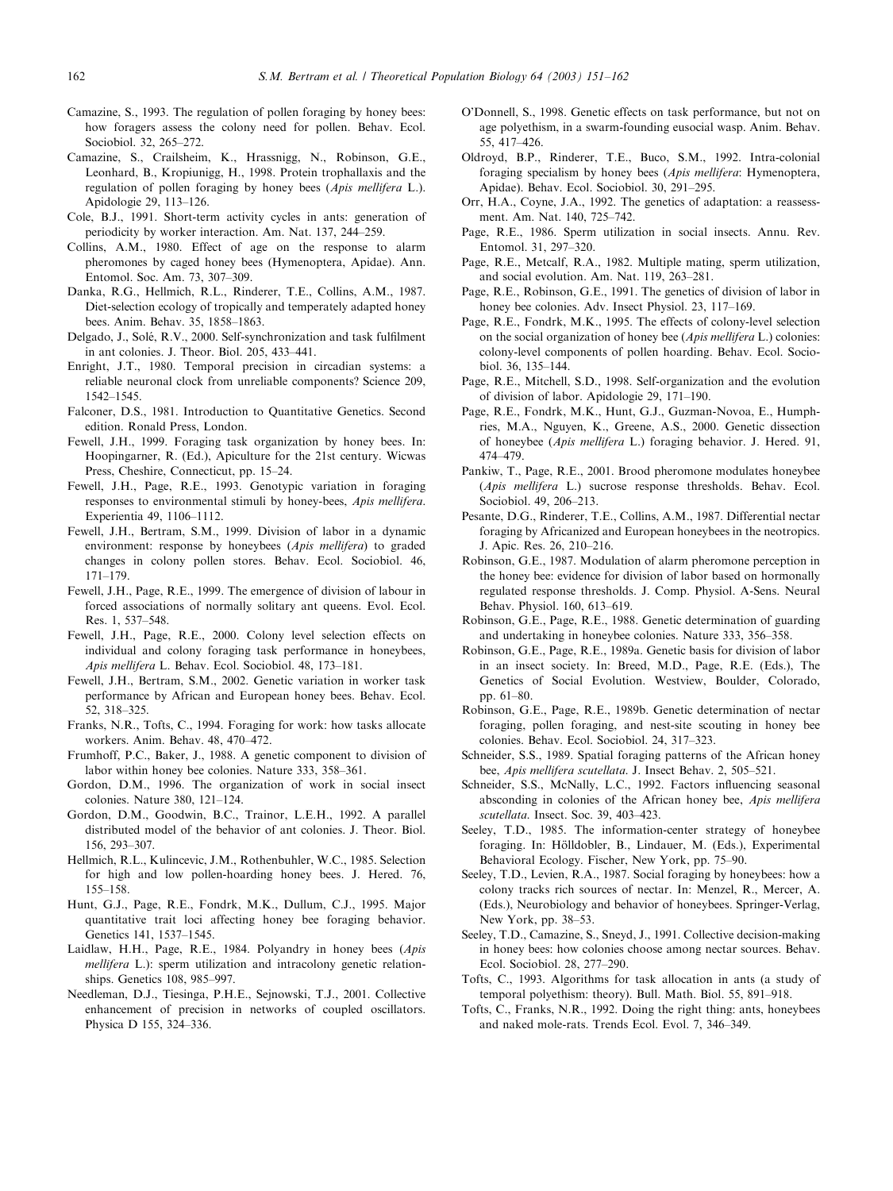Camazine, S., 1993. The regulation of pollen foraging by honey bees: how foragers assess the colony need for pollen. Behav. Ecol. Sociobiol. 32, 265–272.

Camazine, S., Crailsheim, K., Hrassnigg, N., Robinson, G.E., Leonhard, B., Kropiunigg, H., 1998. Protein trophallaxis and the regulation of pollen foraging by honey bees (*Apis mellifera* L.). Apidologie 29, 113–126.

Cole, B.J., 1991. Short-term activity cycles in ants: generation of periodicity by worker interaction. Am. Nat. 137, 244–259.

Collins, A.M., 1980. Effect of age on the response to alarm pheromones by caged honey bees (Hymenoptera, Apidae). Ann. Entomol. Soc. Am. 73, 307–309.

Danka, R.G., Hellmich, R.L., Rinderer, T.E., Collins, A.M., 1987. Diet-selection ecology of tropically and temperately adapted honey bees. Anim. Behav. 35, 1858–1863.

Delgado, J., Solé, R.V., 2000. Self-synchronization and task fulfilment in ant colonies. J. Theor. Biol. 205, 433–441.

Enright, J.T., 1980. Temporal precision in circadian systems: a reliable neuronal clock from unreliable components? Science 209, 1542–1545.

Falconer, D.S., 1981. Introduction to Quantitative Genetics. Second edition. Ronald Press, London.

Fewell, J.H., 1999. Foraging task organization by honey bees. In: Hoopingarner, R. (Ed.), Apiculture for the 21st century. Wicwas Press, Cheshire, Connecticut, pp. 15–24.

Fewell, J.H., Page, R.E., 1993. Genotypic variation in foraging responses to environmental stimuli by honey-bees, *Apis mellifera*. Experientia 49, 1106–1112.

Fewell, J.H., Bertram, S.M., 1999. Division of labor in a dynamic environment: response by honeybees (*Apis mellifera*) to graded changes in colony pollen stores. Behav. Ecol. Sociobiol. 46, 171–179.

Fewell, J.H., Page, R.E., 1999. The emergence of division of labour in forced associations of normally solitary ant queens. Evol. Ecol. Res. 1, 537–548.

Fewell, J.H., Page, R.E., 2000. Colony level selection effects on individual and colony foraging task performance in honeybees, *Apis mellifera* L. Behav. Ecol. Sociobiol. 48, 173–181.

Fewell, J.H., Bertram, S.M., 2002. Genetic variation in worker task performance by African and European honey bees. Behav. Ecol. 52, 318–325.

Franks, N.R., Tofts, C., 1994. Foraging for work: how tasks allocate workers. Anim. Behav. 48, 470–472.

Frumhoff, P.C., Baker, J., 1988. A genetic component to division of labor within honey bee colonies. Nature 333, 358–361.

Gordon, D.M., 1996. The organization of work in social insect colonies. Nature 380, 121–124.

Gordon, D.M., Goodwin, B.C., Trainor, L.E.H., 1992. A parallel distributed model of the behavior of ant colonies. J. Theor. Biol. 156, 293–307.

Hellmich, R.L., Kulincevic, J.M., Rothenbuhler, W.C., 1985. Selection for high and low pollen-hoarding honey bees. J. Hered. 76, 155–158.

Hunt, G.J., Page, R.E., Fondrk, M.K., Dullum, C.J., 1995. Major quantitative trait loci affecting honey bee foraging behavior. Genetics 141, 1537–1545.

Laidlaw, H.H., Page, R.E., 1984. Polyandry in honey bees (*Apis mellifera* L.): sperm utilization and intracolony genetic relationships. Genetics 108, 985–997.

Needleman, D.J., Tiesinga, P.H.E., Sejnowski, T.J., 2001. Collective enhancement of precision in networks of coupled oscillators. Physica D 155, 324–336.

O'Donnell, S., 1998. Genetic effects on task performance, but not on age polyethism, in a swarm-founding eusocial wasp. Anim. Behav. 55, 417–426.

Oldroyd, B.P., Rinderer, T.E., Buco, S.M., 1992. Intra-colonial foraging specialism by honey bees (*Apis mellifera*: Hymenoptera, Apidae). Behav. Ecol. Sociobiol. 30, 291–295.

Orr, H.A., Coyne, J.A., 1992. The genetics of adaptation: a reassessment. Am. Nat. 140, 725–742.

Page, R.E., 1986. Sperm utilization in social insects. Annu. Rev. Entomol. 31, 297–320.

Page, R.E., Metcalf, R.A., 1982. Multiple mating, sperm utilization, and social evolution. Am. Nat. 119, 263–281.

Page, R.E., Robinson, G.E., 1991. The genetics of division of labor in honey bee colonies. Adv. Insect Physiol. 23, 117–169.

Page, R.E., Fondrk, M.K., 1995. The effects of colony-level selection on the social organization of honey bee (*Apis mellifera* L.) colonies: colony-level components of pollen hoarding. Behav. Ecol. Sociobiol. 36, 135–144.

Page, R.E., Mitchell, S.D., 1998. Self-organization and the evolution of division of labor. Apidologie 29, 171–190.

Page, R.E., Fondrk, M.K., Hunt, G.J., Guzman-Novoa, E., Humphries, M.A., Nguyen, K., Greene, A.S., 2000. Genetic dissection of honeybee (*Apis mellifera* L.) foraging behavior. J. Hered. 91, 474–479.

Pankiw, T., Page, R.E., 2001. Brood pheromone modulates honeybee (*Apis mellifera* L.) sucrose response thresholds. Behav. Ecol. Sociobiol. 49, 206–213.

Pesante, D.G., Rinderer, T.E., Collins, A.M., 1987. Differential nectar foraging by Africanized and European honeybees in the neotropics. J. Apic. Res. 26, 210–216.

Robinson, G.E., 1987. Modulation of alarm pheromone perception in the honey bee: evidence for division of labor based on hormonally regulated response thresholds. J. Comp. Physiol. A-Sens. Neural Behav. Physiol. 160, 613–619.

Robinson, G.E., Page, R.E., 1988. Genetic determination of guarding and undertaking in honeybee colonies. Nature 333, 356–358.

Robinson, G.E., Page, R.E., 1989a. Genetic basis for division of labor in an insect society. In: Breed, M.D., Page, R.E. (Eds.), The Genetics of Social Evolution. Westview, Boulder, Colorado, pp. 61–80.

Robinson, G.E., Page, R.E., 1989b. Genetic determination of nectar foraging, pollen foraging, and nest-site scouting in honey bee colonies. Behav. Ecol. Sociobiol. 24, 317–323.

Schneider, S.S., 1989. Spatial foraging patterns of the African honey bee, *Apis mellifera scutellata*. J. Insect Behav. 2, 505–521.

Schneider, S.S., McNally, L.C., 1992. Factors influencing seasonal absconding in colonies of the African honey bee, *Apis mellifera scutellata*. Insect. Soc. 39, 403–423.

Seeley, T.D., 1985. The information-center strategy of honeybee foraging. In: Hölldobler, B., Lindauer, M. (Eds.), Experimental Behavioral Ecology. Fischer, New York, pp. 75–90.

Seeley, T.D., Levien, R.A., 1987. Social foraging by honeybees: how a colony tracks rich sources of nectar. In: Menzel, R., Mercer, A. (Eds.), Neurobiology and behavior of honeybees. Springer-Verlag, New York, pp. 38–53.

Seeley, T.D., Camazine, S., Sneyd, J., 1991. Collective decision-making in honey bees: how colonies choose among nectar sources. Behav. Ecol. Sociobiol. 28, 277–290.

Tofts, C., 1993. Algorithms for task allocation in ants (a study of temporal polyethism: theory). Bull. Math. Biol. 55, 891–918.

Tofts, C., Franks, N.R., 1992. Doing the right thing: ants, honeybees and naked mole-rats. Trends Ecol. Evol. 7, 346–349.